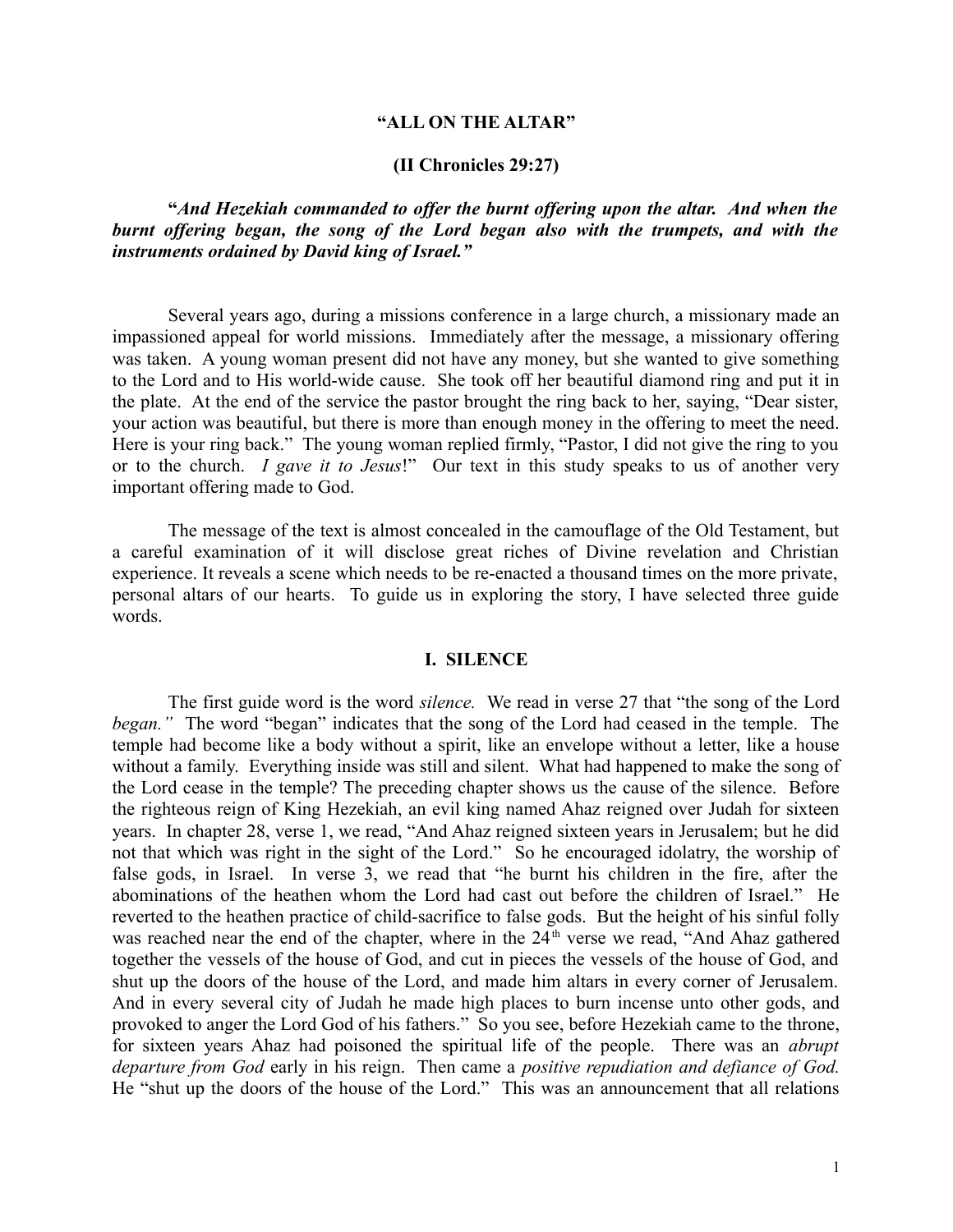# "ALL ON THE ALTAR"

## (II Chronicles 29:27)

**"*And Hezekiah commanded to offer the burnt offering upon the altar. And when the burnt offering began, the song of the Lord began also with the trumpets, and with the instruments ordained by David king of Israel."***

Several years ago, during a missions conference in a large church, a missionary made an impassioned appeal for world missions. Immediately after the message, a missionary offering was taken. A young woman present did not have any money, but she wanted to give something to the Lord and to His world-wide cause. She took off her beautiful diamond ring and put it in the plate. At the end of the service the pastor brought the ring back to her, saying, "Dear sister, your action was beautiful, but there is more than enough money in the offering to meet the need. Here is your ring back." The young woman replied firmly, "Pastor, I did not give the ring to you or to the church. *I gave it to Jesus*!" Our text in this study speaks to us of another very important offering made to God.

The message of the text is almost concealed in the camouflage of the Old Testament, but a careful examination of it will disclose great riches of Divine revelation and Christian experience. It reveals a scene which needs to be re-enacted a thousand times on the more private, personal altars of our hearts. To guide us in exploring the story, I have selected three guide words.

## I. SILENCE

The first guide word is the word *silence.* We read in verse 27 that "the song of the Lord *began."* The word "began" indicates that the song of the Lord had ceased in the temple. The temple had become like a body without a spirit, like an envelope without a letter, like a house without a family. Everything inside was still and silent. What had happened to make the song of the Lord cease in the temple? The preceding chapter shows us the cause of the silence. Before the righteous reign of King Hezekiah, an evil king named Ahaz reigned over Judah for sixteen years. In chapter 28, verse 1, we read, "And Ahaz reigned sixteen years in Jerusalem; but he did not that which was right in the sight of the Lord." So he encouraged idolatry, the worship of false gods, in Israel. In verse 3, we read that "he burnt his children in the fire, after the abominations of the heathen whom the Lord had cast out before the children of Israel." He reverted to the heathen practice of child-sacrifice to false gods. But the height of his sinful folly was reached near the end of the chapter, where in the 24th verse we read, "And Ahaz gathered together the vessels of the house of God, and cut in pieces the vessels of the house of God, and shut up the doors of the house of the Lord, and made him altars in every corner of Jerusalem. And in every several city of Judah he made high places to burn incense unto other gods, and provoked to anger the Lord God of his fathers." So you see, before Hezekiah came to the throne, for sixteen years Ahaz had poisoned the spiritual life of the people. There was an *abrupt departure from God* early in his reign. Then came a *positive repudiation and defiance of God.* He "shut up the doors of the house of the Lord." This was an announcement that all relations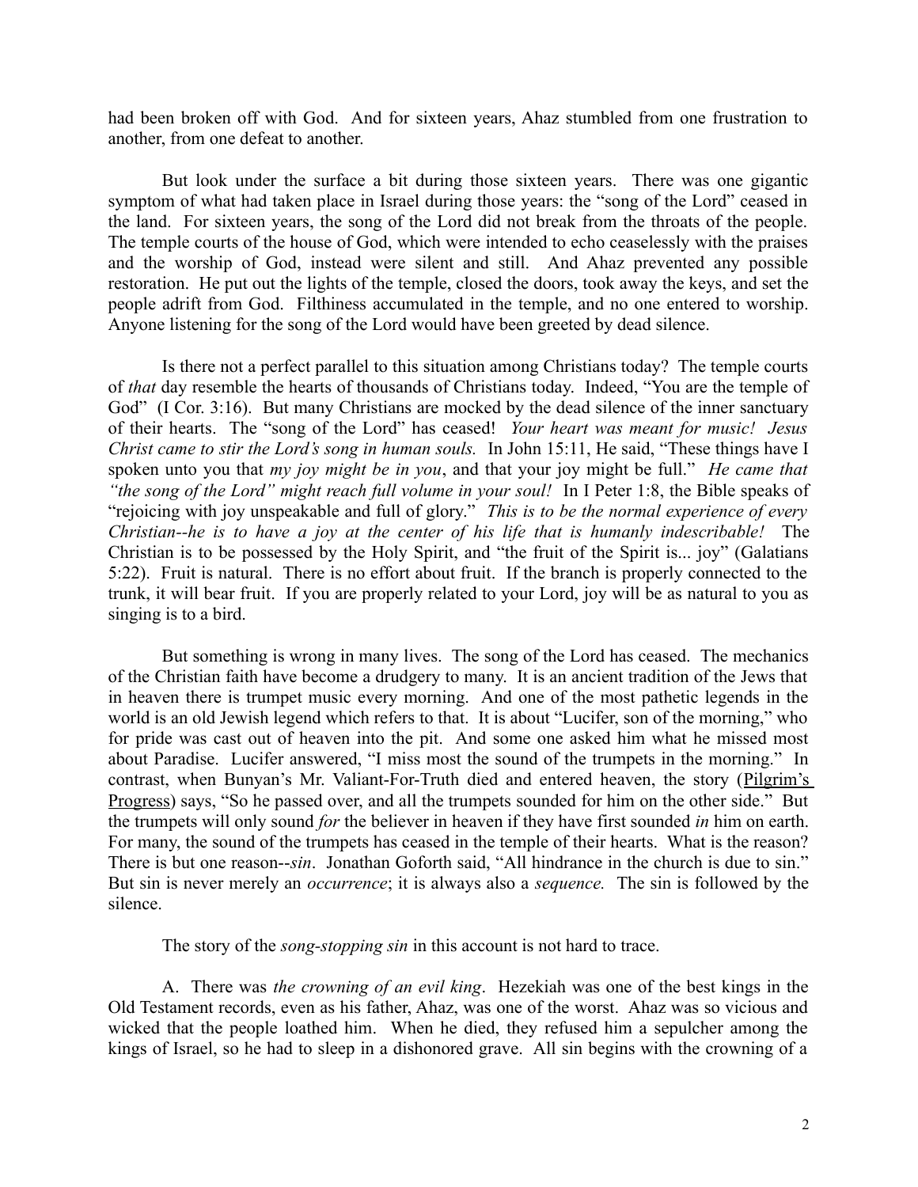had been broken off with God. And for sixteen years, Ahaz stumbled from one frustration to another, from one defeat to another.

But look under the surface a bit during those sixteen years. There was one gigantic symptom of what had taken place in Israel during those years: the "song of the Lord" ceased in the land. For sixteen years, the song of the Lord did not break from the throats of the people. The temple courts of the house of God, which were intended to echo ceaselessly with the praises and the worship of God, instead were silent and still. And Ahaz prevented any possible restoration. He put out the lights of the temple, closed the doors, took away the keys, and set the people adrift from God. Filthiness accumulated in the temple, and no one entered to worship. Anyone listening for the song of the Lord would have been greeted by dead silence.

Is there not a perfect parallel to this situation among Christians today? The temple courts of *that* day resemble the hearts of thousands of Christians today. Indeed, "You are the temple of God" (I Cor. 3:16). But many Christians are mocked by the dead silence of the inner sanctuary of their hearts. The "song of the Lord" has ceased! *Your heart was meant for music! Jesus Christ came to stir the Lord's song in human souls.* In John 15:11, He said, "These things have I spoken unto you that *my joy might be in you*, and that your joy might be full." *He came that "the song of the Lord" might reach full volume in your soul!* In I Peter 1:8, the Bible speaks of "rejoicing with joy unspeakable and full of glory." *This is to be the normal experience of every Christian--he is to have a joy at the center of his life that is humanly indescribable!* The Christian is to be possessed by the Holy Spirit, and "the fruit of the Spirit is... joy" (Galatians 5:22). Fruit is natural. There is no effort about fruit. If the branch is properly connected to the trunk, it will bear fruit. If you are properly related to your Lord, joy will be as natural to you as singing is to a bird.

But something is wrong in many lives. The song of the Lord has ceased. The mechanics of the Christian faith have become a drudgery to many. It is an ancient tradition of the Jews that in heaven there is trumpet music every morning. And one of the most pathetic legends in the world is an old Jewish legend which refers to that. It is about "Lucifer, son of the morning," who for pride was cast out of heaven into the pit. And some one asked him what he missed most about Paradise. Lucifer answered, "I miss most the sound of the trumpets in the morning." In contrast, when Bunyan's Mr. Valiant-For-Truth died and entered heaven, the story (<u>Pilgrim's Progress</u>) says, "So he passed over, and all the trumpets sounded for him on the other side." But the trumpets will only sound *for* the believer in heaven if they have first sounded *in* him on earth. For many, the sound of the trumpets has ceased in the temple of their hearts. What is the reason? There is but one reason--*sin*. Jonathan Goforth said, "All hindrance in the church is due to sin." But sin is never merely an *occurrence*; it is always also a *sequence.* The sin is followed by the silence.

The story of the *song-stopping sin* in this account is not hard to trace.

A. There was *the crowning of an evil king*. Hezekiah was one of the best kings in the Old Testament records, even as his father, Ahaz, was one of the worst. Ahaz was so vicious and wicked that the people loathed him. When he died, they refused him a sepulcher among the kings of Israel, so he had to sleep in a dishonored grave. All sin begins with the crowning of a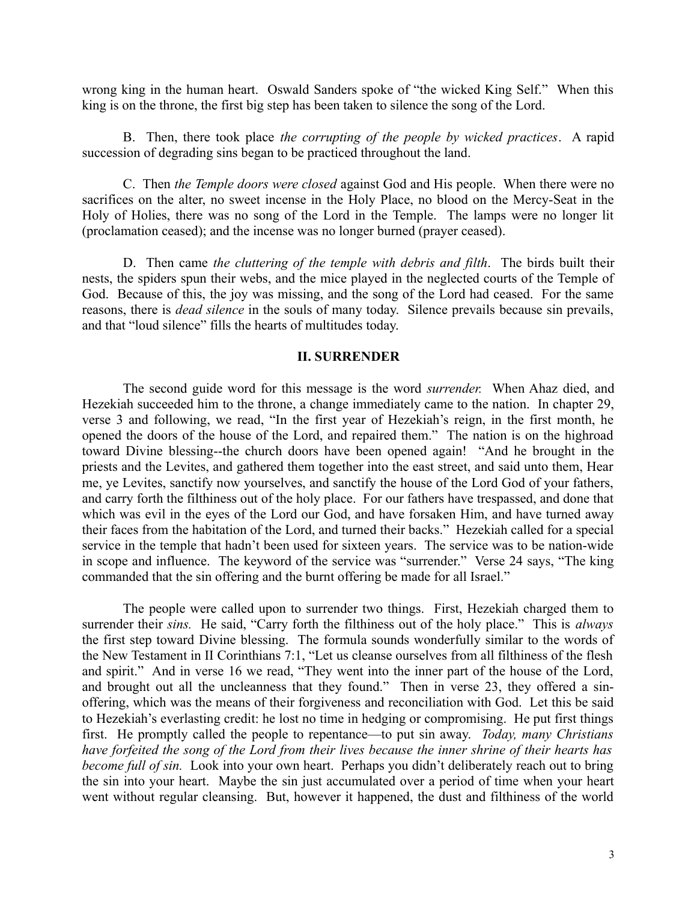wrong king in the human heart. Oswald Sanders spoke of "the wicked King Self." When this king is on the throne, the first big step has been taken to silence the song of the Lord.

B. Then, there took place *the corrupting of the people by wicked practices*. A rapid succession of degrading sins began to be practiced throughout the land.

C. Then *the Temple doors were closed* against God and His people. When there were no sacrifices on the alter, no sweet incense in the Holy Place, no blood on the Mercy-Seat in the Holy of Holies, there was no song of the Lord in the Temple. The lamps were no longer lit (proclamation ceased); and the incense was no longer burned (prayer ceased).

D. Then came *the cluttering of the temple with debris and filth*. The birds built their nests, the spiders spun their webs, and the mice played in the neglected courts of the Temple of God. Because of this, the joy was missing, and the song of the Lord had ceased. For the same reasons, there is *dead silence* in the souls of many today. Silence prevails because sin prevails, and that "loud silence" fills the hearts of multitudes today.

## II. SURRENDER

The second guide word for this message is the word *surrender.* When Ahaz died, and Hezekiah succeeded him to the throne, a change immediately came to the nation. In chapter 29, verse 3 and following, we read, "In the first year of Hezekiah's reign, in the first month, he opened the doors of the house of the Lord, and repaired them." The nation is on the highroad toward Divine blessing--the church doors have been opened again! "And he brought in the priests and the Levites, and gathered them together into the east street, and said unto them, Hear me, ye Levites, sanctify now yourselves, and sanctify the house of the Lord God of your fathers, and carry forth the filthiness out of the holy place. For our fathers have trespassed, and done that which was evil in the eyes of the Lord our God, and have forsaken Him, and have turned away their faces from the habitation of the Lord, and turned their backs." Hezekiah called for a special service in the temple that hadn't been used for sixteen years. The service was to be nation-wide in scope and influence. The keyword of the service was "surrender." Verse 24 says, "The king commanded that the sin offering and the burnt offering be made for all Israel."

The people were called upon to surrender two things. First, Hezekiah charged them to surrender their *sins.* He said, "Carry forth the filthiness out of the holy place." This is *always* the first step toward Divine blessing. The formula sounds wonderfully similar to the words of the New Testament in II Corinthians 7:1, "Let us cleanse ourselves from all filthiness of the flesh and spirit." And in verse 16 we read, "They went into the inner part of the house of the Lord, and brought out all the uncleanness that they found." Then in verse 23, they offered a sin-offering, which was the means of their forgiveness and reconciliation with God. Let this be said to Hezekiah's everlasting credit: he lost no time in hedging or compromising. He put first things first. He promptly called the people to repentance—to put sin away. *Today, many Christians have forfeited the song of the Lord from their lives because the inner shrine of their hearts has become full of sin.* Look into your own heart. Perhaps you didn't deliberately reach out to bring the sin into your heart. Maybe the sin just accumulated over a period of time when your heart went without regular cleansing. But, however it happened, the dust and filthiness of the world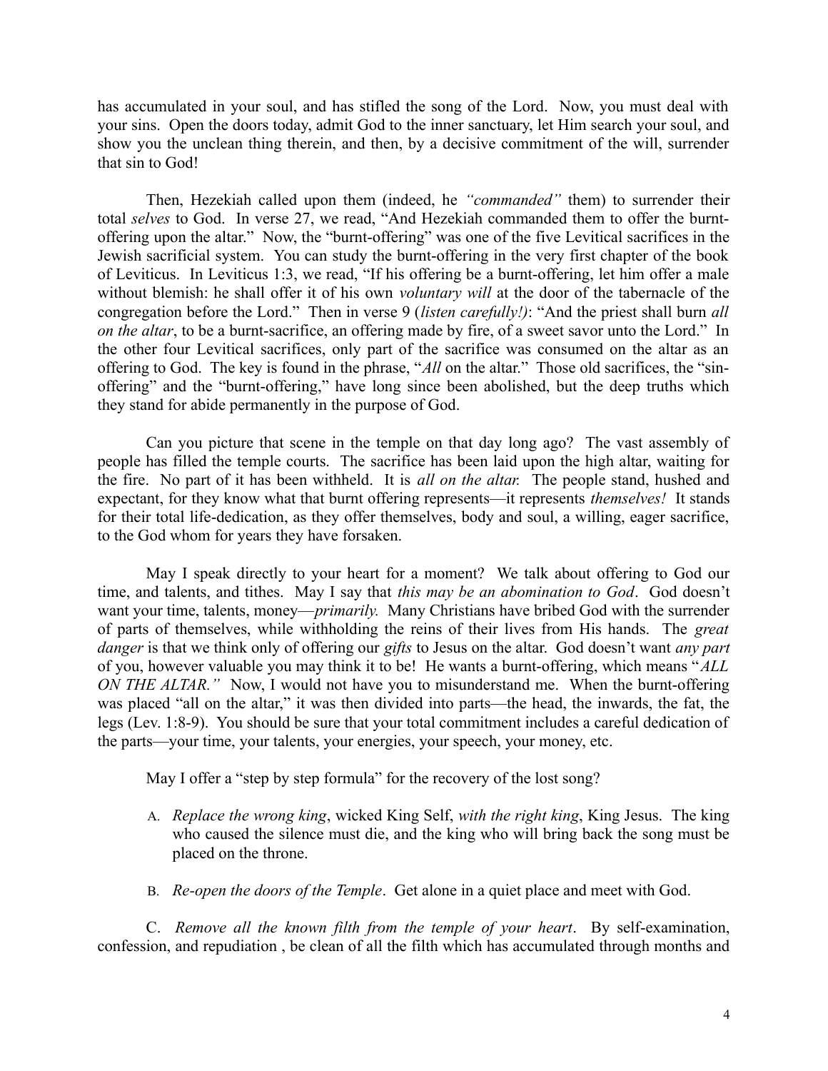has accumulated in your soul, and has stifled the song of the Lord. Now, you must deal with your sins. Open the doors today, admit God to the inner sanctuary, let Him search your soul, and show you the unclean thing therein, and then, by a decisive commitment of the will, surrender that sin to God!

Then, Hezekiah called upon them (indeed, he *"commanded"* them) to surrender their total *selves* to God. In verse 27, we read, "And Hezekiah commanded them to offer the burnt-offering upon the altar." Now, the "burnt-offering" was one of the five Levitical sacrifices in the Jewish sacrificial system. You can study the burnt-offering in the very first chapter of the book of Leviticus. In Leviticus 1:3, we read, "If his offering be a burnt-offering, let him offer a male without blemish: he shall offer it of his own *voluntary will* at the door of the tabernacle of the congregation before the Lord." Then in verse 9 (*listen carefully!)*: "And the priest shall burn *all on the altar*, to be a burnt-sacrifice, an offering made by fire, of a sweet savor unto the Lord." In the other four Levitical sacrifices, only part of the sacrifice was consumed on the altar as an offering to God. The key is found in the phrase, "*All* on the altar." Those old sacrifices, the "sin-offering" and the "burnt-offering," have long since been abolished, but the deep truths which they stand for abide permanently in the purpose of God.

Can you picture that scene in the temple on that day long ago? The vast assembly of people has filled the temple courts. The sacrifice has been laid upon the high altar, waiting for the fire. No part of it has been withheld. It is *all on the altar.* The people stand, hushed and expectant, for they know what that burnt offering represents—it represents *themselves!* It stands for their total life-dedication, as they offer themselves, body and soul, a willing, eager sacrifice, to the God whom for years they have forsaken.

May I speak directly to your heart for a moment? We talk about offering to God our time, and talents, and tithes. May I say that *this may be an abomination to God*. God doesn't want your time, talents, money—*primarily.* Many Christians have bribed God with the surrender of parts of themselves, while withholding the reins of their lives from His hands. The *great danger* is that we think only of offering our *gifts* to Jesus on the altar. God doesn't want *any part* of you, however valuable you may think it to be! He wants a burnt-offering, which means "*ALL ON THE ALTAR."* Now, I would not have you to misunderstand me. When the burnt-offering was placed "all on the altar," it was then divided into parts—the head, the inwards, the fat, the legs (Lev. 1:8-9). You should be sure that your total commitment includes a careful dedication of the parts—your time, your talents, your energies, your speech, your money, etc.

May I offer a "step by step formula" for the recovery of the lost song?

A. *Replace the wrong king*, wicked King Self, *with the right king*, King Jesus. The king who caused the silence must die, and the king who will bring back the song must be placed on the throne.

B. *Re-open the doors of the Temple*. Get alone in a quiet place and meet with God.

C. *Remove all the known filth from the temple of your heart*. By self-examination, confession, and repudiation , be clean of all the filth which has accumulated through months and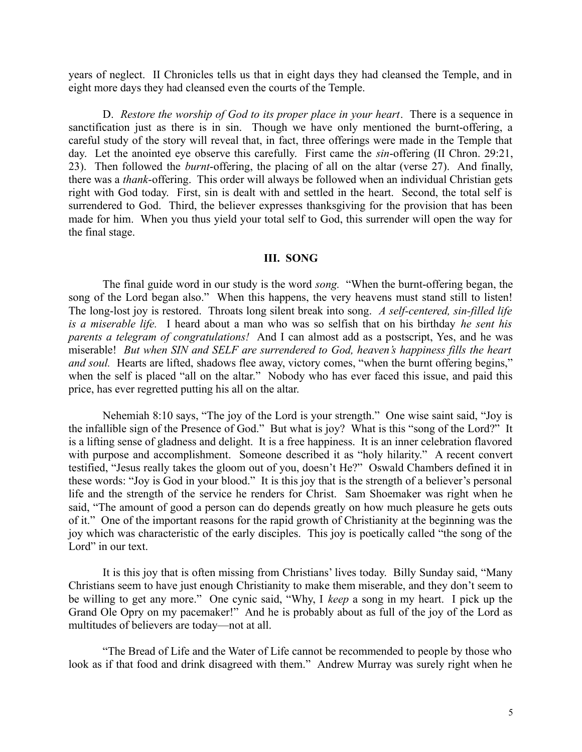years of neglect. II Chronicles tells us that in eight days they had cleansed the Temple, and in eight more days they had cleansed even the courts of the Temple.

D. *Restore the worship of God to its proper place in your heart*. There is a sequence in sanctification just as there is in sin. Though we have only mentioned the burnt-offering, a careful study of the story will reveal that, in fact, three offerings were made in the Temple that day. Let the anointed eye observe this carefully. First came the *sin*-offering (II Chron. 29:21, 23). Then followed the *burnt*-offering, the placing of all on the altar (verse 27). And finally, there was a *thank*-offering. This order will always be followed when an individual Christian gets right with God today. First, sin is dealt with and settled in the heart. Second, the total self is surrendered to God. Third, the believer expresses thanksgiving for the provision that has been made for him. When you thus yield your total self to God, this surrender will open the way for the final stage.

### III. SONG

The final guide word in our study is the word *song.* "When the burnt-offering began, the song of the Lord began also." When this happens, the very heavens must stand still to listen! The long-lost joy is restored. Throats long silent break into song. *A self-centered, sin-filled life is a miserable life.* I heard about a man who was so selfish that on his birthday *he sent his parents a telegram of congratulations!* And I can almost add as a postscript, Yes, and he was miserable! *But when SIN and SELF are surrendered to God, heaven's happiness fills the heart and soul.* Hearts are lifted, shadows flee away, victory comes, "when the burnt offering begins," when the self is placed "all on the altar." Nobody who has ever faced this issue, and paid this price, has ever regretted putting his all on the altar.

Nehemiah 8:10 says, "The joy of the Lord is your strength." One wise saint said, "Joy is the infallible sign of the Presence of God." But what is joy? What is this "song of the Lord?" It is a lifting sense of gladness and delight. It is a free happiness. It is an inner celebration flavored with purpose and accomplishment. Someone described it as "holy hilarity." A recent convert testified, "Jesus really takes the gloom out of you, doesn't He?" Oswald Chambers defined it in these words: "Joy is God in your blood." It is this joy that is the strength of a believer's personal life and the strength of the service he renders for Christ. Sam Shoemaker was right when he said, "The amount of good a person can do depends greatly on how much pleasure he gets outs of it." One of the important reasons for the rapid growth of Christianity at the beginning was the joy which was characteristic of the early disciples. This joy is poetically called "the song of the Lord" in our text.

It is this joy that is often missing from Christians' lives today. Billy Sunday said, "Many Christians seem to have just enough Christianity to make them miserable, and they don't seem to be willing to get any more." One cynic said, "Why, I *keep* a song in my heart. I pick up the Grand Ole Opry on my pacemaker!" And he is probably about as full of the joy of the Lord as multitudes of believers are today—not at all.

"The Bread of Life and the Water of Life cannot be recommended to people by those who look as if that food and drink disagreed with them." Andrew Murray was surely right when he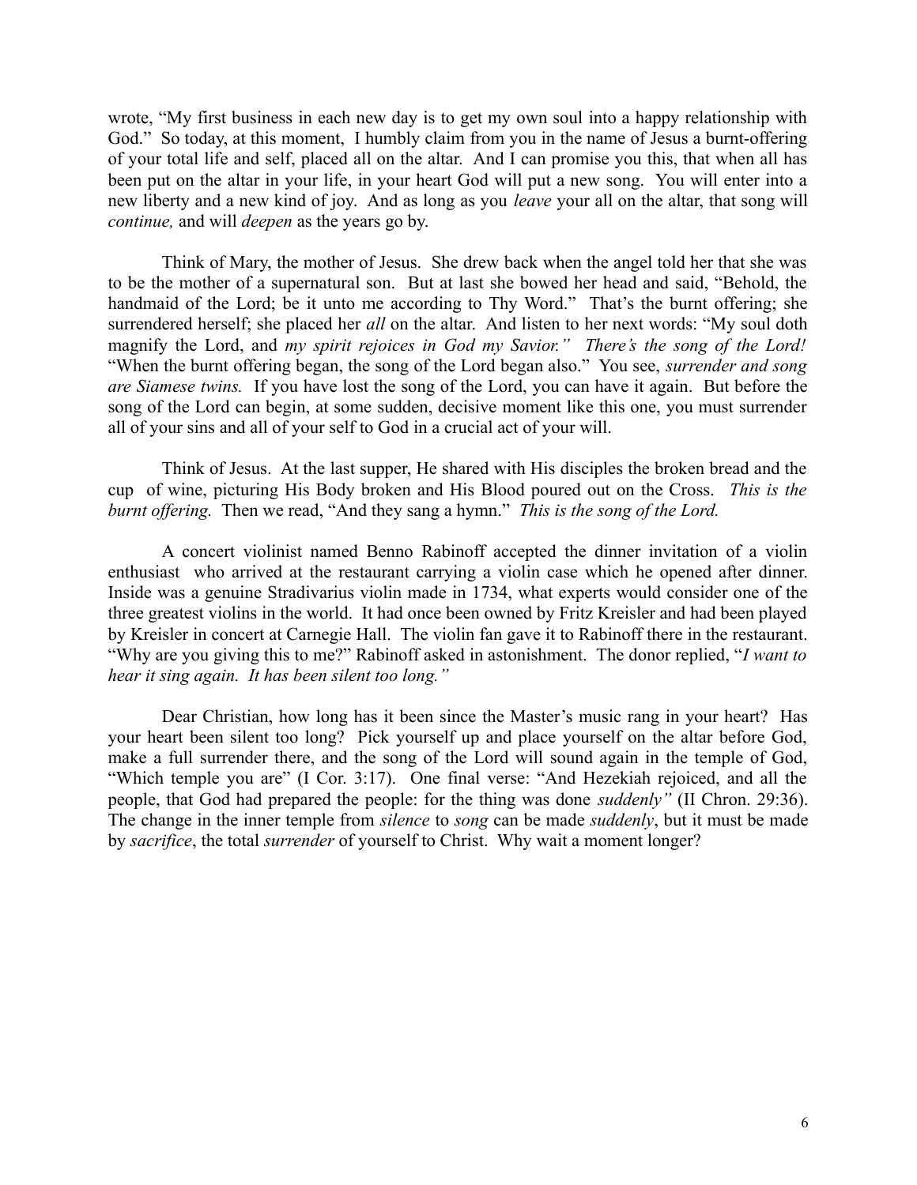wrote, "My first business in each new day is to get my own soul into a happy relationship with God." So today, at this moment, I humbly claim from you in the name of Jesus a burnt-offering of your total life and self, placed all on the altar. And I can promise you this, that when all has been put on the altar in your life, in your heart God will put a new song. You will enter into a new liberty and a new kind of joy. And as long as you *leave* your all on the altar, that song will *continue,* and will *deepen* as the years go by.

Think of Mary, the mother of Jesus. She drew back when the angel told her that she was to be the mother of a supernatural son. But at last she bowed her head and said, "Behold, the handmaid of the Lord; be it unto me according to Thy Word." That's the burnt offering; she surrendered herself; she placed her *all* on the altar. And listen to her next words: "My soul doth magnify the Lord, and *my spirit rejoices in God my Savior." There's the song of the Lord!* "When the burnt offering began, the song of the Lord began also." You see, *surrender and song are Siamese twins.* If you have lost the song of the Lord, you can have it again. But before the song of the Lord can begin, at some sudden, decisive moment like this one, you must surrender all of your sins and all of your self to God in a crucial act of your will.

Think of Jesus. At the last supper, He shared with His disciples the broken bread and the cup of wine, picturing His Body broken and His Blood poured out on the Cross. *This is the burnt offering.* Then we read, "And they sang a hymn." *This is the song of the Lord.*

A concert violinist named Benno Rabinoff accepted the dinner invitation of a violin enthusiast who arrived at the restaurant carrying a violin case which he opened after dinner. Inside was a genuine Stradivarius violin made in 1734, what experts would consider one of the three greatest violins in the world. It had once been owned by Fritz Kreisler and had been played by Kreisler in concert at Carnegie Hall. The violin fan gave it to Rabinoff there in the restaurant. "Why are you giving this to me?" Rabinoff asked in astonishment. The donor replied, "*I want to hear it sing again. It has been silent too long."*

Dear Christian, how long has it been since the Master's music rang in your heart? Has your heart been silent too long? Pick yourself up and place yourself on the altar before God, make a full surrender there, and the song of the Lord will sound again in the temple of God, "Which temple you are" (I Cor. 3:17). One final verse: "And Hezekiah rejoiced, and all the people, that God had prepared the people: for the thing was done *suddenly"* (II Chron. 29:36). The change in the inner temple from *silence* to *song* can be made *suddenly*, but it must be made by *sacrifice*, the total *surrender* of yourself to Christ. Why wait a moment longer?